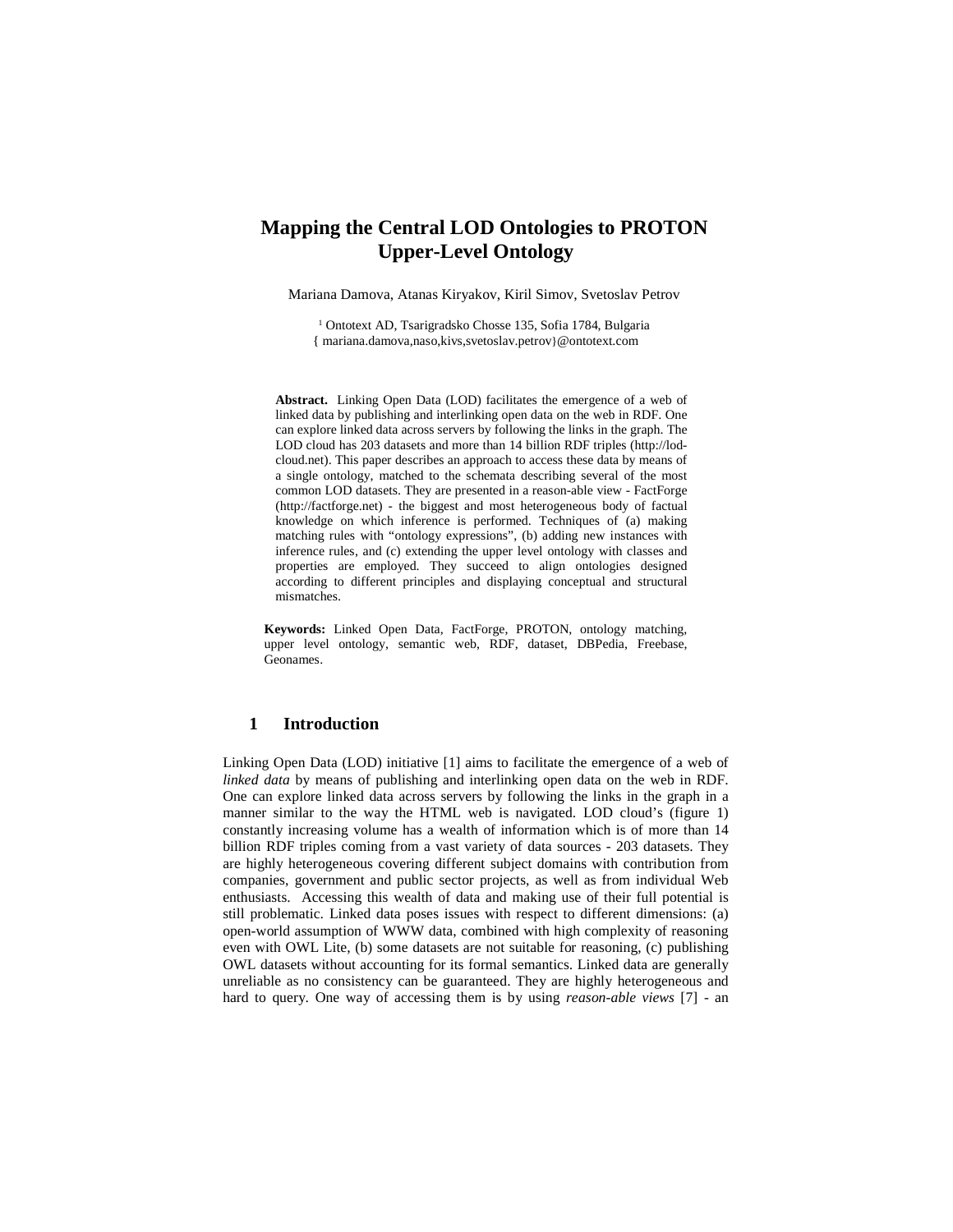# Mapping the Central LOD Ontologies to PROTON Upper-Level Ontology

Mariana Damova, Atanas Kiryakov, Kiril Simov, Svetoslav Petrov

[1] Ontotext AD, Tsarigradsko Chosse 135, Sofia 1784, Bulgaria
{ mariana.damova,naso,kivs,svetoslav.petrov}@ontotext.com

**Abstract.** Linking Open Data (LOD) facilitates the emergence of a web of linked data by publishing and interlinking open data on the web in RDF. One can explore linked data across servers by following the links in the graph. The LOD cloud has 203 datasets and more than 14 billion RDF triples (http://lod-cloud.net). This paper describes an approach to access these data by means of a single ontology, matched to the schemata describing several of the most common LOD datasets. They are presented in a reason-able view - FactForge (http://factforge.net) - the biggest and most heterogeneous body of factual knowledge on which inference is performed. Techniques of (a) making matching rules with "ontology expressions", (b) adding new instances with inference rules, and (c) extending the upper level ontology with classes and properties are employed. They succeed to align ontologies designed according to different principles and displaying conceptual and structural mismatches.

**Keywords:** Linked Open Data, FactForge, PROTON, ontology matching, upper level ontology, semantic web, RDF, dataset, DBPedia, Freebase, Geonames.

## 1 Introduction

Linking Open Data (LOD) initiative [1] aims to facilitate the emergence of a web of *linked data* by means of publishing and interlinking open data on the web in RDF. One can explore linked data across servers by following the links in the graph in a manner similar to the way the HTML web is navigated. LOD cloud's (figure 1) constantly increasing volume has a wealth of information which is of more than 14 billion RDF triples coming from a vast variety of data sources - 203 datasets. They are highly heterogeneous covering different subject domains with contribution from companies, government and public sector projects, as well as from individual Web enthusiasts. Accessing this wealth of data and making use of their full potential is still problematic. Linked data poses issues with respect to different dimensions: (a) open-world assumption of WWW data, combined with high complexity of reasoning even with OWL Lite, (b) some datasets are not suitable for reasoning, (c) publishing OWL datasets without accounting for its formal semantics. Linked data are generally unreliable as no consistency can be guaranteed. They are highly heterogeneous and hard to query. One way of accessing them is by using *reason-able views* [7] - an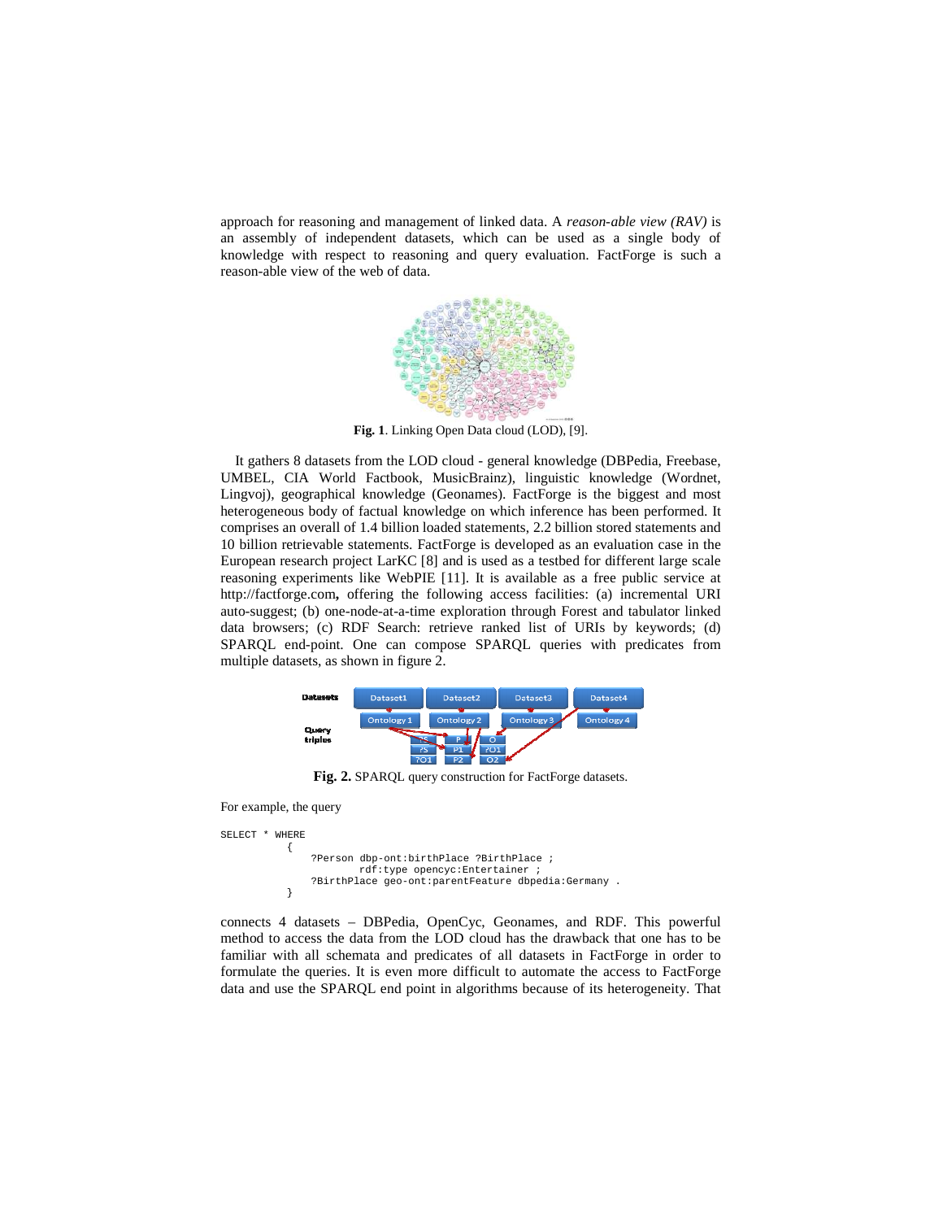approach for reasoning and management of linked data. A *reason-able view (RAV)* is an assembly of independent datasets, which can be used as a single body of knowledge with respect to reasoning and query evaluation. FactForge is such a reason-able view of the web of data.

**Fig. 1**. Linking Open Data cloud (LOD), [9].

It gathers 8 datasets from the LOD cloud - general knowledge (DBPedia, Freebase, UMBEL, CIA World Factbook, MusicBrainz), linguistic knowledge (Wordnet, Lingvoj), geographical knowledge (Geonames). FactForge is the biggest and most heterogeneous body of factual knowledge on which inference has been performed. It comprises an overall of 1.4 billion loaded statements, 2.2 billion stored statements and 10 billion retrievable statements. FactForge is developed as an evaluation case in the European research project LarKC [8] and is used as a testbed for different large scale reasoning experiments like WebPIE [11]. It is available as a free public service at http://factforge.com**,** offering the following access facilities: (a) incremental URI auto-suggest; (b) one-node-at-a-time exploration through Forest and tabulator linked data browsers; (c) RDF Search: retrieve ranked list of URIs by keywords; (d) SPARQL end-point. One can compose SPARQL queries with predicates from multiple datasets, as shown in figure 2.

**Fig. 2.** SPARQL query construction for FactForge datasets.

For example, the query

```
SELECT * WHERE
          {
               ?Person dbp-ont:birthPlace ?BirthPlace ;
                       rdf:type opencyc:Entertainer ;
               ?BirthPlace geo-ont:parentFeature dbpedia:Germany .
          }
```

connects 4 datasets – DBPedia, OpenCyc, Geonames, and RDF. This powerful method to access the data from the LOD cloud has the drawback that one has to be familiar with all schemata and predicates of all datasets in FactForge in order to formulate the queries. It is even more difficult to automate the access to FactForge data and use the SPARQL end point in algorithms because of its heterogeneity. That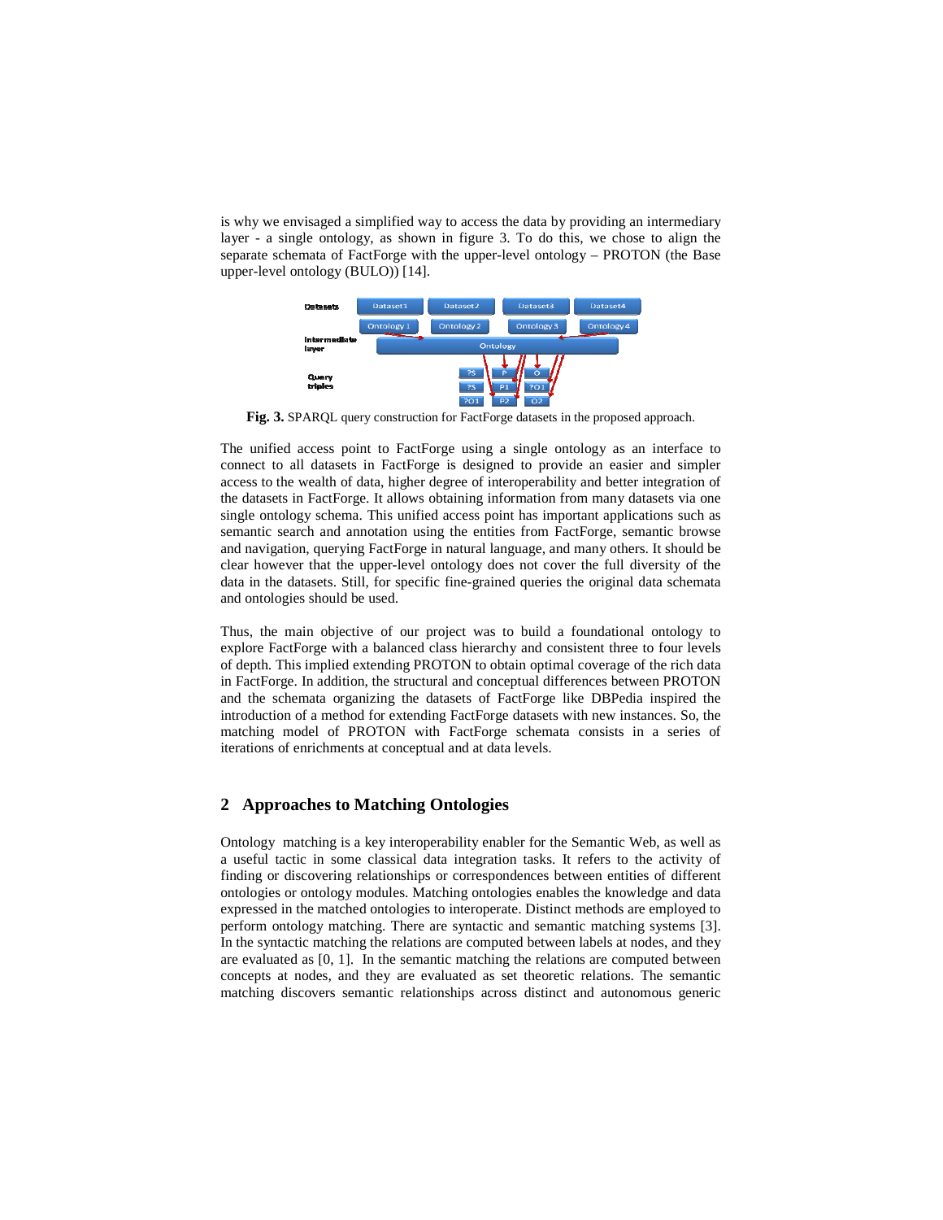is why we envisaged a simplified way to access the data by providing an intermediary layer - a single ontology, as shown in figure 3. To do this, we chose to align the separate schemata of FactForge with the upper-level ontology – PROTON (the Base upper-level ontology (BULO)) [14].

**Fig. 3.** SPARQL query construction for FactForge datasets in the proposed approach.

The unified access point to FactForge using a single ontology as an interface to connect to all datasets in FactForge is designed to provide an easier and simpler access to the wealth of data, higher degree of interoperability and better integration of the datasets in FactForge. It allows obtaining information from many datasets via one single ontology schema. This unified access point has important applications such as semantic search and annotation using the entities from FactForge, semantic browse and navigation, querying FactForge in natural language, and many others. It should be clear however that the upper-level ontology does not cover the full diversity of the data in the datasets. Still, for specific fine-grained queries the original data schemata and ontologies should be used.

Thus, the main objective of our project was to build a foundational ontology to explore FactForge with a balanced class hierarchy and consistent three to four levels of depth. This implied extending PROTON to obtain optimal coverage of the rich data in FactForge. In addition, the structural and conceptual differences between PROTON and the schemata organizing the datasets of FactForge like DBPedia inspired the introduction of a method for extending FactForge datasets with new instances. So, the matching model of PROTON with FactForge schemata consists in a series of iterations of enrichments at conceptual and at data levels.

## 2 Approaches to Matching Ontologies

Ontology matching is a key interoperability enabler for the Semantic Web, as well as a useful tactic in some classical data integration tasks. It refers to the activity of finding or discovering relationships or correspondences between entities of different ontologies or ontology modules. Matching ontologies enables the knowledge and data expressed in the matched ontologies to interoperate. Distinct methods are employed to perform ontology matching. There are syntactic and semantic matching systems [3]. In the syntactic matching the relations are computed between labels at nodes, and they are evaluated as [0, 1]. In the semantic matching the relations are computed between concepts at nodes, and they are evaluated as set theoretic relations. The semantic matching discovers semantic relationships across distinct and autonomous generic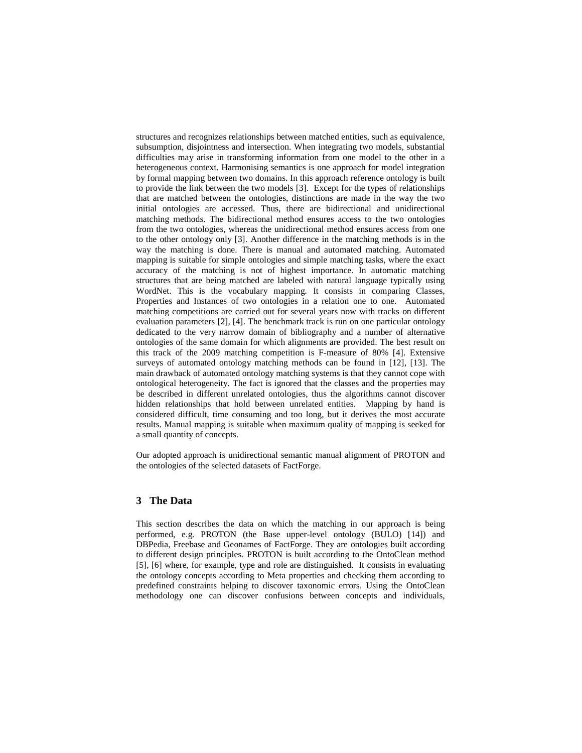structures and recognizes relationships between matched entities, such as equivalence, subsumption, disjointness and intersection. When integrating two models, substantial difficulties may arise in transforming information from one model to the other in a heterogeneous context. Harmonising semantics is one approach for model integration by formal mapping between two domains. In this approach reference ontology is built to provide the link between the two models [3]. Except for the types of relationships that are matched between the ontologies, distinctions are made in the way the two initial ontologies are accessed. Thus, there are bidirectional and unidirectional matching methods. The bidirectional method ensures access to the two ontologies from the two ontologies, whereas the unidirectional method ensures access from one to the other ontology only [3]. Another difference in the matching methods is in the way the matching is done. There is manual and automated matching. Automated mapping is suitable for simple ontologies and simple matching tasks, where the exact accuracy of the matching is not of highest importance. In automatic matching structures that are being matched are labeled with natural language typically using WordNet. This is the vocabulary mapping. It consists in comparing Classes, Properties and Instances of two ontologies in a relation one to one. Automated matching competitions are carried out for several years now with tracks on different evaluation parameters [2], [4]. The benchmark track is run on one particular ontology dedicated to the very narrow domain of bibliography and a number of alternative ontologies of the same domain for which alignments are provided. The best result on this track of the 2009 matching competition is F-measure of 80% [4]. Extensive surveys of automated ontology matching methods can be found in [12], [13]. The main drawback of automated ontology matching systems is that they cannot cope with ontological heterogeneity. The fact is ignored that the classes and the properties may be described in different unrelated ontologies, thus the algorithms cannot discover hidden relationships that hold between unrelated entities. Mapping by hand is considered difficult, time consuming and too long, but it derives the most accurate results. Manual mapping is suitable when maximum quality of mapping is seeked for a small quantity of concepts.

Our adopted approach is unidirectional semantic manual alignment of PROTON and the ontologies of the selected datasets of FactForge.

## 3 The Data

This section describes the data on which the matching in our approach is being performed, e.g. PROTON (the Base upper-level ontology (BULO) [14]) and DBPedia, Freebase and Geonames of FactForge. They are ontologies built according to different design principles. PROTON is built according to the OntoClean method [5], [6] where, for example, type and role are distinguished. It consists in evaluating the ontology concepts according to Meta properties and checking them according to predefined constraints helping to discover taxonomic errors. Using the OntoClean methodology one can discover confusions between concepts and individuals,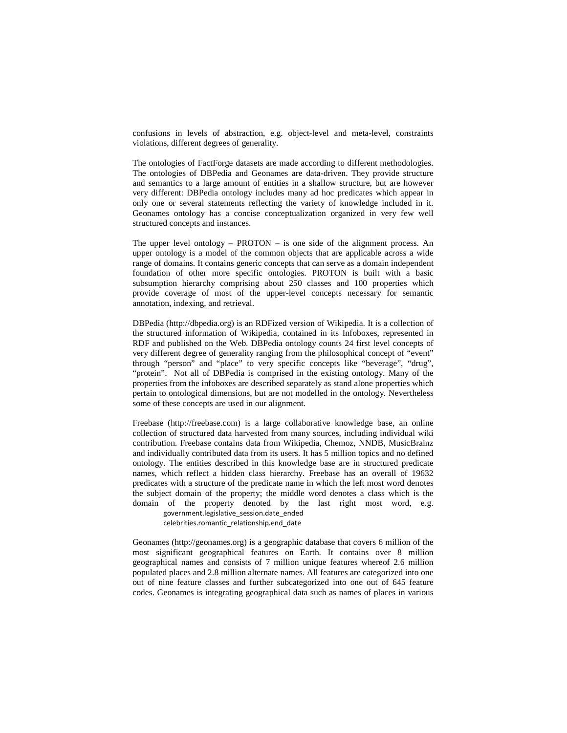confusions in levels of abstraction, e.g. object-level and meta-level, constraints violations, different degrees of generality.

The ontologies of FactForge datasets are made according to different methodologies. The ontologies of DBPedia and Geonames are data-driven. They provide structure and semantics to a large amount of entities in a shallow structure, but are however very different: DBPedia ontology includes many ad hoc predicates which appear in only one or several statements reflecting the variety of knowledge included in it. Geonames ontology has a concise conceptualization organized in very few well structured concepts and instances.

The upper level ontology – PROTON – is one side of the alignment process. An upper ontology is a model of the common objects that are applicable across a wide range of domains. It contains generic concepts that can serve as a domain independent foundation of other more specific ontologies. PROTON is built with a basic subsumption hierarchy comprising about 250 classes and 100 properties which provide coverage of most of the upper-level concepts necessary for semantic annotation, indexing, and retrieval.

DBPedia (http://dbpedia.org) is an RDFized version of Wikipedia. It is a collection of the structured information of Wikipedia, contained in its Infoboxes, represented in RDF and published on the Web. DBPedia ontology counts 24 first level concepts of very different degree of generality ranging from the philosophical concept of "event" through "person" and "place" to very specific concepts like "beverage", "drug", "protein". Not all of DBPedia is comprised in the existing ontology. Many of the properties from the infoboxes are described separately as stand alone properties which pertain to ontological dimensions, but are not modelled in the ontology. Nevertheless some of these concepts are used in our alignment.

Freebase (http://freebase.com) is a large collaborative knowledge base, an online collection of structured data harvested from many sources, including individual wiki contribution. Freebase contains data from Wikipedia, Chemoz, NNDB, MusicBrainz and individually contributed data from its users. It has 5 million topics and no defined ontology. The entities described in this knowledge base are in structured predicate names, which reflect a hidden class hierarchy. Freebase has an overall of 19632 predicates with a structure of the predicate name in which the left most word denotes the subject domain of the property; the middle word denotes a class which is the domain of the property denoted by the last right most word, e.g.

```
government.legislative_session.date_ended
celebrities.romantic_relationship.end_date
```

Geonames (http://geonames.org) is a geographic database that covers 6 million of the most significant geographical features on Earth. It contains over 8 million geographical names and consists of 7 million unique features whereof 2.6 million populated places and 2.8 million alternate names. All features are categorized into one out of nine feature classes and further subcategorized into one out of 645 feature codes. Geonames is integrating geographical data such as names of places in various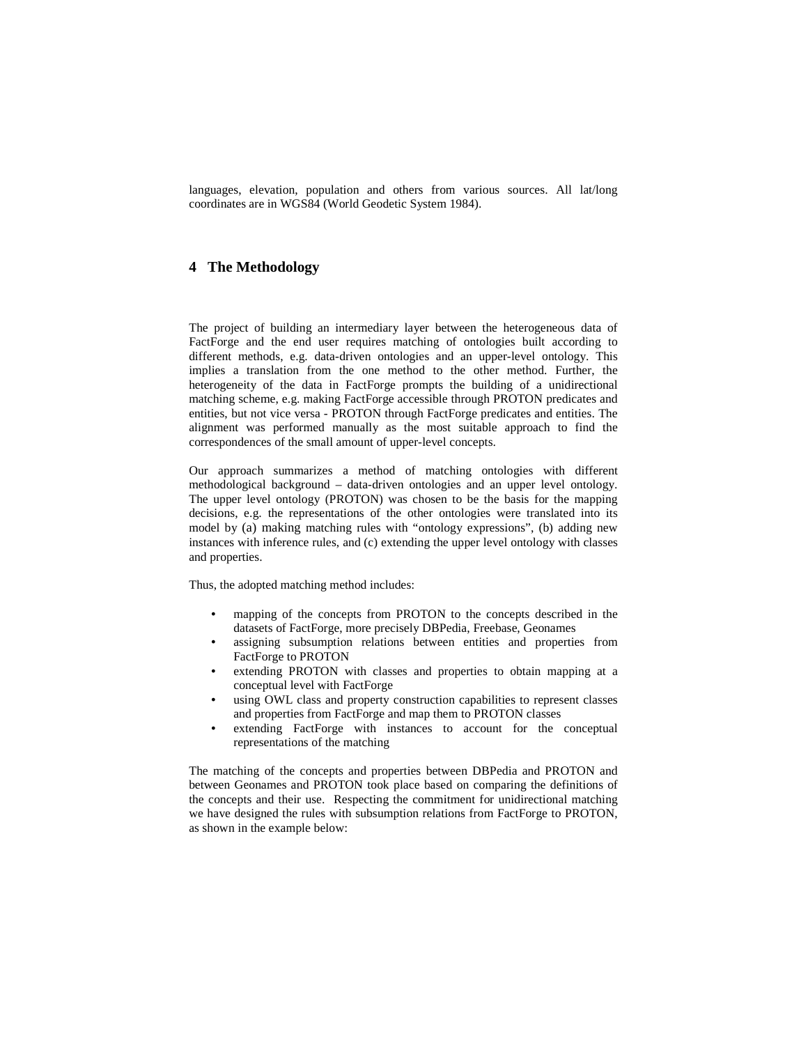languages, elevation, population and others from various sources. All lat/long coordinates are in WGS84 (World Geodetic System 1984).

## 4 The Methodology

The project of building an intermediary layer between the heterogeneous data of FactForge and the end user requires matching of ontologies built according to different methods, e.g. data-driven ontologies and an upper-level ontology. This implies a translation from the one method to the other method. Further, the heterogeneity of the data in FactForge prompts the building of a unidirectional matching scheme, e.g. making FactForge accessible through PROTON predicates and entities, but not vice versa - PROTON through FactForge predicates and entities. The alignment was performed manually as the most suitable approach to find the correspondences of the small amount of upper-level concepts.

Our approach summarizes a method of matching ontologies with different methodological background – data-driven ontologies and an upper level ontology. The upper level ontology (PROTON) was chosen to be the basis for the mapping decisions, e.g. the representations of the other ontologies were translated into its model by (a) making matching rules with "ontology expressions", (b) adding new instances with inference rules, and (c) extending the upper level ontology with classes and properties.

Thus, the adopted matching method includes:

- mapping of the concepts from PROTON to the concepts described in the datasets of FactForge, more precisely DBPedia, Freebase, Geonames
- assigning subsumption relations between entities and properties from FactForge to PROTON
- extending PROTON with classes and properties to obtain mapping at a conceptual level with FactForge
- using OWL class and property construction capabilities to represent classes and properties from FactForge and map them to PROTON classes
- extending FactForge with instances to account for the conceptual representations of the matching

The matching of the concepts and properties between DBPedia and PROTON and between Geonames and PROTON took place based on comparing the definitions of the concepts and their use. Respecting the commitment for unidirectional matching we have designed the rules with subsumption relations from FactForge to PROTON, as shown in the example below: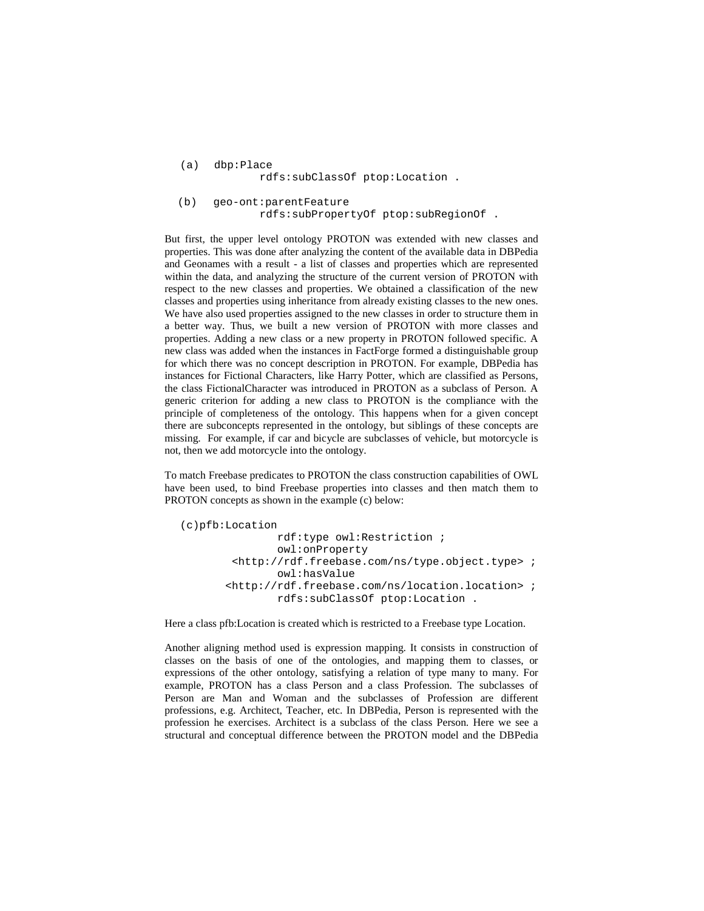```
(a)  dbp:Place
            rdfs:subClassOf ptop:Location .

(b)  geo-ont:parentFeature
            rdfs:subPropertyOf ptop:subRegionOf .
```

But first, the upper level ontology PROTON was extended with new classes and properties. This was done after analyzing the content of the available data in DBPedia and Geonames with a result - a list of classes and properties which are represented within the data, and analyzing the structure of the current version of PROTON with respect to the new classes and properties. We obtained a classification of the new classes and properties using inheritance from already existing classes to the new ones. We have also used properties assigned to the new classes in order to structure them in a better way. Thus, we built a new version of PROTON with more classes and properties. Adding a new class or a new property in PROTON followed specific. A new class was added when the instances in FactForge formed a distinguishable group for which there was no concept description in PROTON. For example, DBPedia has instances for Fictional Characters, like Harry Potter, which are classified as Persons, the class FictionalCharacter was introduced in PROTON as a subclass of Person. A generic criterion for adding a new class to PROTON is the compliance with the principle of completeness of the ontology. This happens when for a given concept there are subconcepts represented in the ontology, but siblings of these concepts are missing. For example, if car and bicycle are subclasses of vehicle, but motorcycle is not, then we add motorcycle into the ontology.

To match Freebase predicates to PROTON the class construction capabilities of OWL have been used, to bind Freebase properties into classes and then match them to PROTON concepts as shown in the example (c) below:

```
(c)pfb:Location
            rdf:type owl:Restriction ;
            owl:onProperty
        <http://rdf.freebase.com/ns/type.object.type> ;
            owl:hasValue
       <http://rdf.freebase.com/ns/location.location> ;
            rdfs:subClassOf ptop:Location .
```

Here a class pfb:Location is created which is restricted to a Freebase type Location.

Another aligning method used is expression mapping. It consists in construction of classes on the basis of one of the ontologies, and mapping them to classes, or expressions of the other ontology, satisfying a relation of type many to many. For example, PROTON has a class Person and a class Profession. The subclasses of Person are Man and Woman and the subclasses of Profession are different professions, e.g. Architect, Teacher, etc. In DBPedia, Person is represented with the profession he exercises. Architect is a subclass of the class Person. Here we see a structural and conceptual difference between the PROTON model and the DBPedia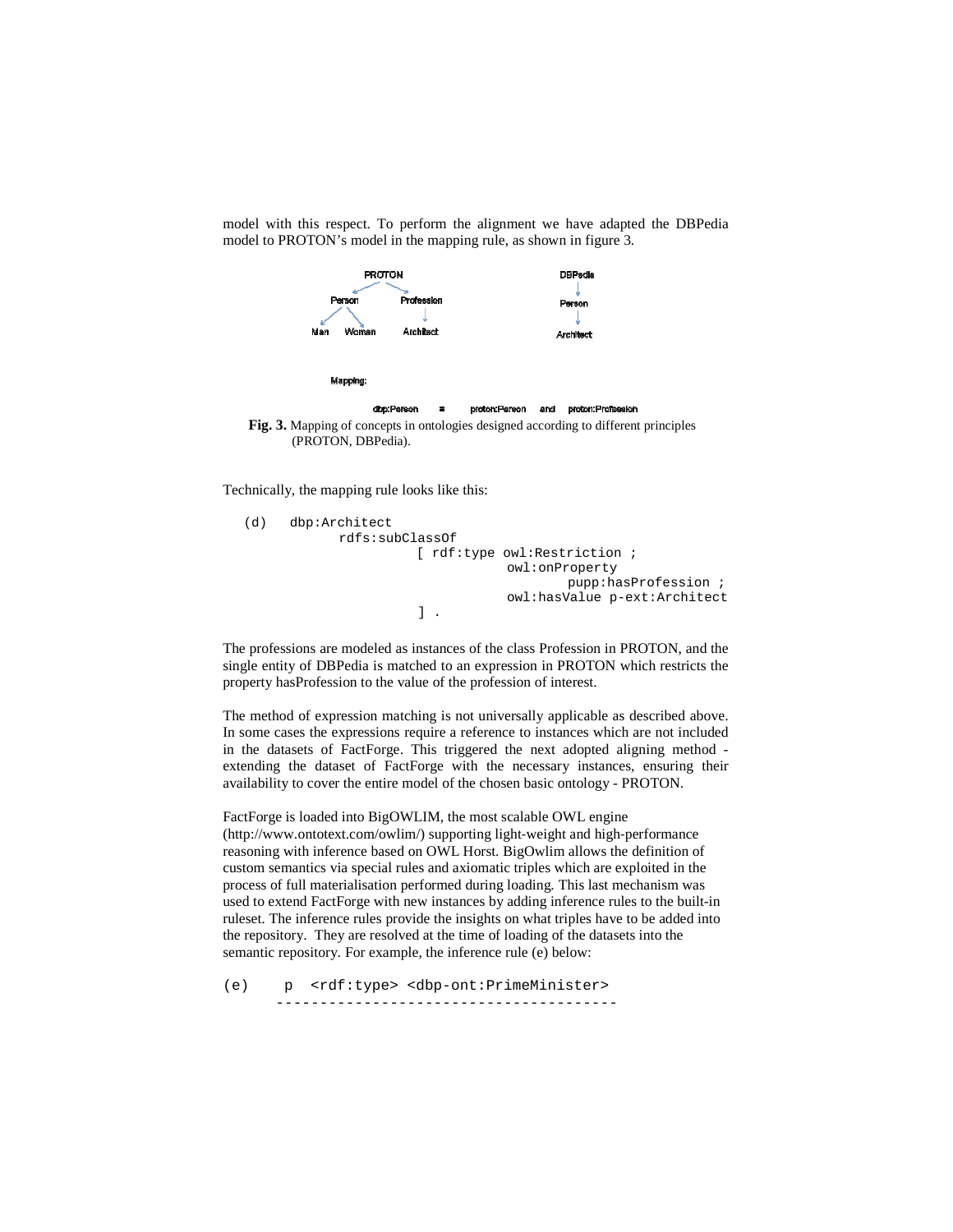model with this respect. To perform the alignment we have adapted the DBPedia model to PROTON's model in the mapping rule, as shown in figure 3.

PROTON

Person Profession

Man Woman Architect

DBPedia

Person

Architect

Mapping:

dbp:Person ≡ proton:Person and proton:Profession

**Fig. 3.** Mapping of concepts in ontologies designed according to different principles (PROTON, DBPedia).

Technically, the mapping rule looks like this:

```
(d)   dbp:Architect
            rdfs:subClassOf
                     [ rdf:type owl:Restriction ;
                              owl:onProperty
                                     pupp:hasProfession ;
                              owl:hasValue p-ext:Architect
                     ] .
```

The professions are modeled as instances of the class Profession in PROTON, and the single entity of DBPedia is matched to an expression in PROTON which restricts the property hasProfession to the value of the profession of interest.

The method of expression matching is not universally applicable as described above. In some cases the expressions require a reference to instances which are not included in the datasets of FactForge. This triggered the next adopted aligning method - extending the dataset of FactForge with the necessary instances, ensuring their availability to cover the entire model of the chosen basic ontology - PROTON.

FactForge is loaded into BigOWLIM, the most scalable OWL engine (http://www.ontotext.com/owlim/) supporting light-weight and high-performance reasoning with inference based on OWL Horst. BigOwlim allows the definition of custom semantics via special rules and axiomatic triples which are exploited in the process of full materialisation performed during loading. This last mechanism was used to extend FactForge with new instances by adding inference rules to the built-in ruleset. The inference rules provide the insights on what triples have to be added into the repository. They are resolved at the time of loading of the datasets into the semantic repository. For example, the inference rule (e) below:

```
(e)    p  <rdf:type> <dbp-ont:PrimeMinister>
      ---------------------------------------
```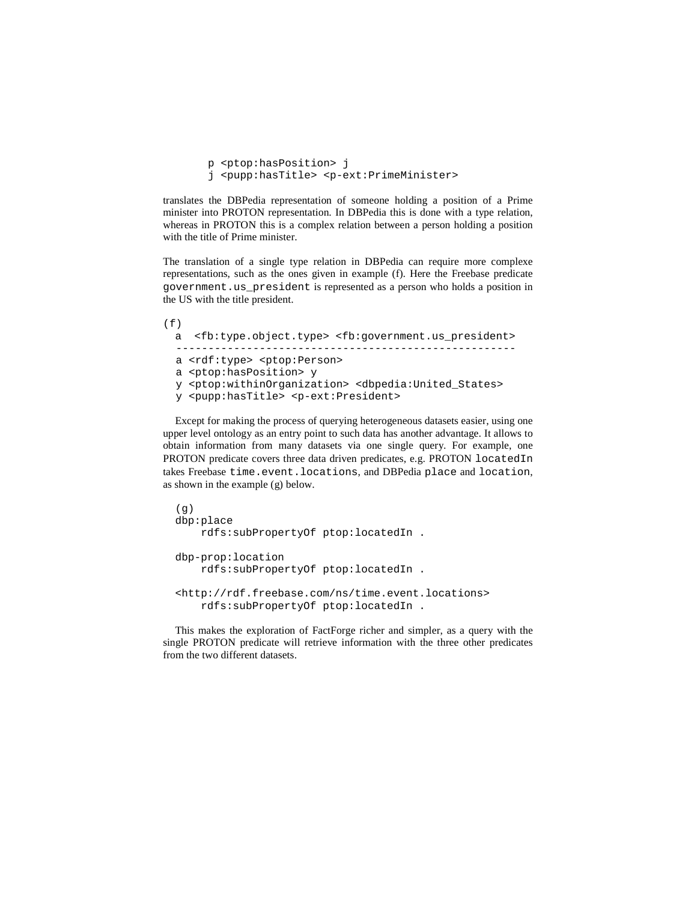```
p <ptop:hasPosition> j
j <pupp:hasTitle> <p-ext:PrimeMinister>
```

translates the DBPedia representation of someone holding a position of a Prime minister into PROTON representation. In DBPedia this is done with a type relation, whereas in PROTON this is a complex relation between a person holding a position with the title of Prime minister.

The translation of a single type relation in DBPedia can require more complexe representations, such as the ones given in example (f). Here the Freebase predicate `government.us_president` is represented as a person who holds a position in the US with the title president.

```
(f)
  a  <fb:type.object.type> <fb:government.us_president>
  ----------------------------------------------------
  a <rdf:type> <ptop:Person>
  a <ptop:hasPosition> y
  y <ptop:withinOrganization> <dbpedia:United_States>
  y <pupp:hasTitle> <p-ext:President>
```

Except for making the process of querying heterogeneous datasets easier, using one upper level ontology as an entry point to such data has another advantage. It allows to obtain information from many datasets via one single query. For example, one PROTON predicate covers three data driven predicates, e.g. PROTON `locatedIn` takes Freebase `time.event.locations`, and DBPedia `place` and `location`, as shown in the example (g) below.

```
(g)
dbp:place
    rdfs:subPropertyOf ptop:locatedIn .

dbp-prop:location
    rdfs:subPropertyOf ptop:locatedIn .

<http://rdf.freebase.com/ns/time.event.locations>
    rdfs:subPropertyOf ptop:locatedIn .
```

This makes the exploration of FactForge richer and simpler, as a query with the single PROTON predicate will retrieve information with the three other predicates from the two different datasets.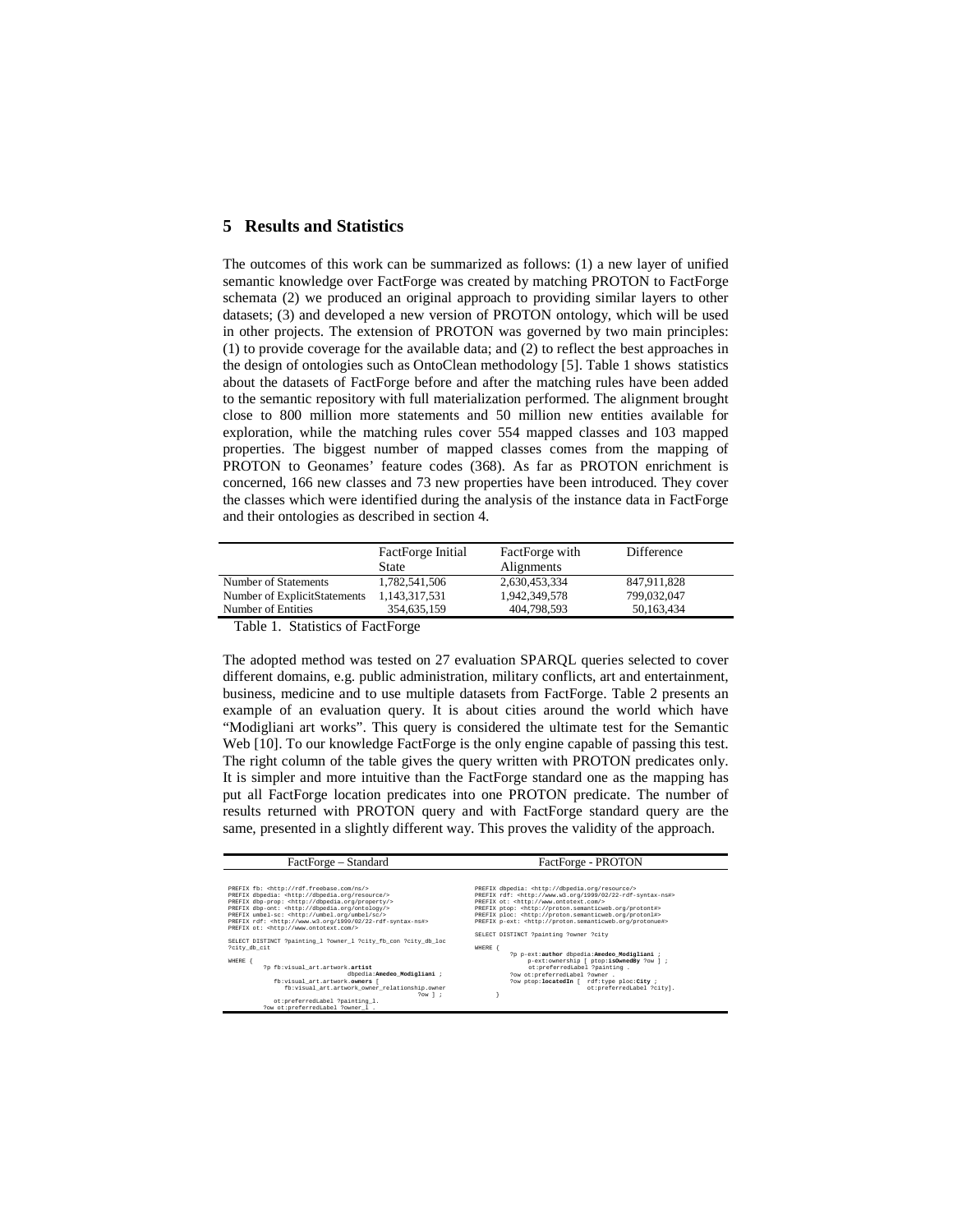## 5 Results and Statistics

The outcomes of this work can be summarized as follows: (1) a new layer of unified semantic knowledge over FactForge was created by matching PROTON to FactForge schemata (2) we produced an original approach to providing similar layers to other datasets; (3) and developed a new version of PROTON ontology, which will be used in other projects. The extension of PROTON was governed by two main principles: (1) to provide coverage for the available data; and (2) to reflect the best approaches in the design of ontologies such as OntoClean methodology [5]. Table 1 shows statistics about the datasets of FactForge before and after the matching rules have been added to the semantic repository with full materialization performed. The alignment brought close to 800 million more statements and 50 million new entities available for exploration, while the matching rules cover 554 mapped classes and 103 mapped properties. The biggest number of mapped classes comes from the mapping of PROTON to Geonames' feature codes (368). As far as PROTON enrichment is concerned, 166 new classes and 73 new properties have been introduced. They cover the classes which were identified during the analysis of the instance data in FactForge and their ontologies as described in section 4.

| | FactForge Initial State | FactForge with Alignments | Difference |
|---|---|---|---|
| Number of Statements | 1,782,541,506 | 2,630,453,334 | 847,911,828 |
| Number of ExplicitStatements | 1,143,317,531 | 1,942,349,578 | 799,032,047 |
| Number of Entities | 354,635,159 | 404,798,593 | 50,163,434 |

Table 1. Statistics of FactForge

The adopted method was tested on 27 evaluation SPARQL queries selected to cover different domains, e.g. public administration, military conflicts, art and entertainment, business, medicine and to use multiple datasets from FactForge. Table 2 presents an example of an evaluation query. It is about cities around the world which have "Modigliani art works". This query is considered the ultimate test for the Semantic Web [10]. To our knowledge FactForge is the only engine capable of passing this test. The right column of the table gives the query written with PROTON predicates only. It is simpler and more intuitive than the FactForge standard one as the mapping has put all FactForge location predicates into one PROTON predicate. The number of results returned with PROTON query and with FactForge standard query are the same, presented in a slightly different way. This proves the validity of the approach.

| FactForge – Standard | FactForge - PROTON |
|---|---|
| <pre>PREFIX fb: <http://rdf.freebase.com/ns/><br>PREFIX dbpedia: <http://dbpedia.org/resource/><br>PREFIX dbp-prop: <http://dbpedia.org/property/><br>PREFIX dbp-ont: <http://dbpedia.org/ontology/><br>PREFIX umbel-sc: <http://umbel.org/umbel/sc/><br>PREFIX rdf: <http://www.w3.org/1999/02/22-rdf-syntax-ns#><br>PREFIX ot: <http://www.ontotext.com/><br><br>SELECT DISTINCT ?painting_l ?owner_l ?city_fb_con ?city_db_loc ?city_db_cit<br><br>WHERE {<br>    ?p fb:visual_art.artwork.**artist** dbpedia:**Amedeo_Modigliani** ;<br>      fb:visual_art.artwork.**owners** [<br>        fb:visual_art.artwork_owner_relationship.owner ?ow ] ;<br>      ot:preferredLabel ?painting_l.<br>    ?ow ot:preferredLabel ?owner_l .</pre> | <pre>PREFIX dbpedia: <http://dbpedia.org/resource/><br>PREFIX rdf: <http://www.w3.org/1999/02/22-rdf-syntax-ns#><br>PREFIX ot: <http://www.ontotext.com/><br>PREFIX ptop: <http://proton.semanticweb.org/protont#><br>PREFIX ploc: <http://proton.semanticweb.org/protonl#><br>PREFIX p-ext: <http://proton.semanticweb.org/protonue#><br><br>SELECT DISTINCT ?painting ?owner ?city<br><br>WHERE {<br>    ?p p-ext:**author** dbpedia:**Amedeo_Modigliani** ;<br>      p-ext:ownership [ ptop:**isOwnedBy** ?ow ] ;<br>      ot:preferredLabel ?painting .<br>    ?ow ot:preferredLabel ?owner .<br>    ?ow ptop:**locatedIn** [ rdf:type ploc:**City** ;<br>        ot:preferredLabel ?city].<br>}</pre> |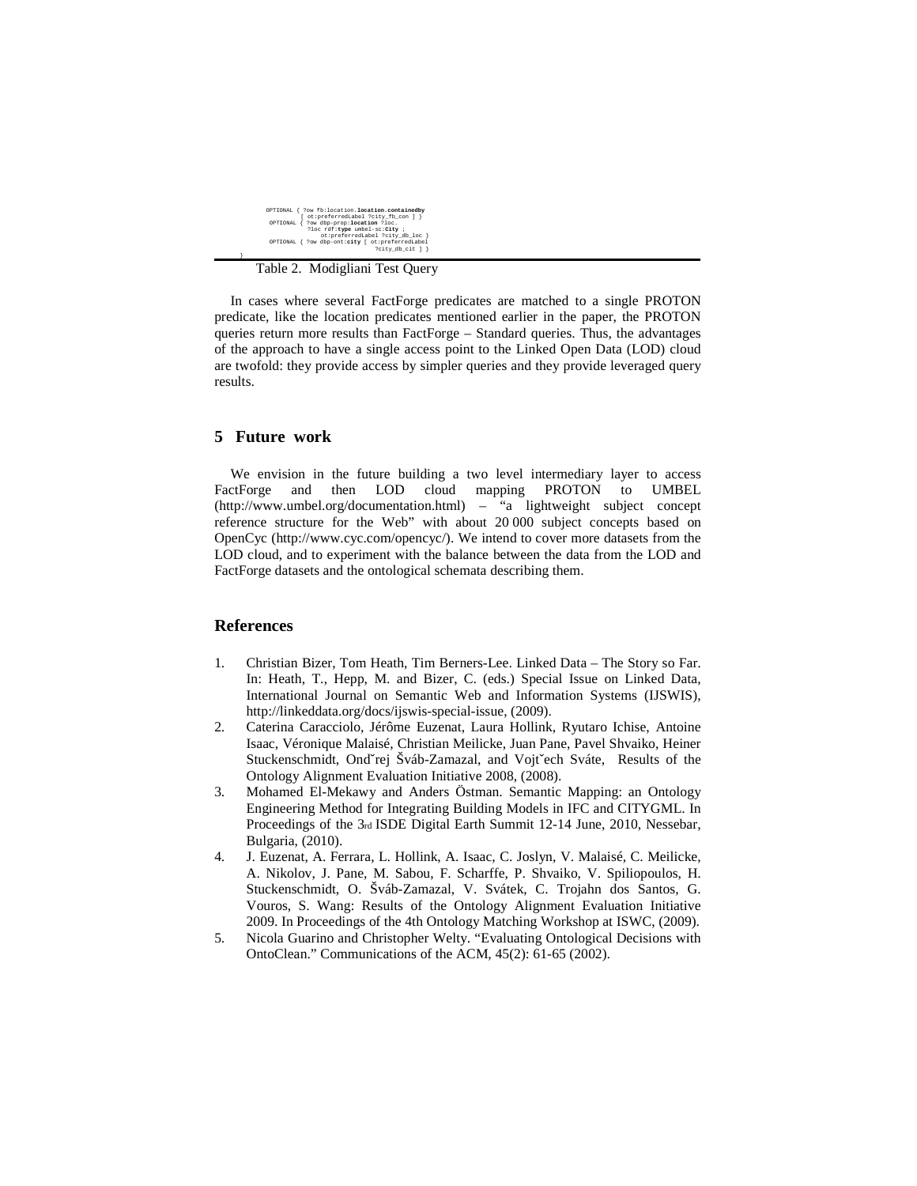```
    OPTIONAL { ?ow fb:location.location.containedby
              [ ot:preferredLabel ?city_fb_con ] }
    OPTIONAL { ?ow dbp-prop:location ?loc.
               ?loc rdf:type umbel-sc:City ;
                  ot:preferredLabel ?city_db_loc }
    OPTIONAL { ?ow dbp-ont:city [ ot:preferredLabel
                                  ?city_db_cit ] }
}
```

Table 2. Modigliani Test Query

In cases where several FactForge predicates are matched to a single PROTON predicate, like the location predicates mentioned earlier in the paper, the PROTON queries return more results than FactForge – Standard queries. Thus, the advantages of the approach to have a single access point to the Linked Open Data (LOD) cloud are twofold: they provide access by simpler queries and they provide leveraged query results.

## 5 Future work

We envision in the future building a two level intermediary layer to access FactForge and then LOD cloud mapping PROTON to UMBEL (http://www.umbel.org/documentation.html) – "a lightweight subject concept reference structure for the Web" with about 20 000 subject concepts based on OpenCyc (http://www.cyc.com/opencyc/). We intend to cover more datasets from the LOD cloud, and to experiment with the balance between the data from the LOD and FactForge datasets and the ontological schemata describing them.

## References

1. Christian Bizer, Tom Heath, Tim Berners-Lee. Linked Data – The Story so Far. In: Heath, T., Hepp, M. and Bizer, C. (eds.) Special Issue on Linked Data, International Journal on Semantic Web and Information Systems (IJSWIS), http://linkeddata.org/docs/ijswis-special-issue, (2009).
2. Caterina Caracciolo, Jérôme Euzenat, Laura Hollink, Ryutaro Ichise, Antoine Isaac, Véronique Malaisé, Christian Meilicke, Juan Pane, Pavel Shvaiko, Heiner Stuckenschmidt, Ondˇrej Šváb-Zamazal, and Vojtˇech Sváte, Results of the Ontology Alignment Evaluation Initiative 2008, (2008).
3. Mohamed El-Mekawy and Anders Östman. Semantic Mapping: an Ontology Engineering Method for Integrating Building Models in IFC and CITYGML. In Proceedings of the 3rd ISDE Digital Earth Summit 12-14 June, 2010, Nessebar, Bulgaria, (2010).
4. J. Euzenat, A. Ferrara, L. Hollink, A. Isaac, C. Joslyn, V. Malaisé, C. Meilicke, A. Nikolov, J. Pane, M. Sabou, F. Scharffe, P. Shvaiko, V. Spiliopoulos, H. Stuckenschmidt, O. Šváb-Zamazal, V. Svátek, C. Trojahn dos Santos, G. Vouros, S. Wang: Results of the Ontology Alignment Evaluation Initiative 2009. In Proceedings of the 4th Ontology Matching Workshop at ISWC, (2009).
5. Nicola Guarino and Christopher Welty. "Evaluating Ontological Decisions with OntoClean." Communications of the ACM, 45(2): 61-65 (2002).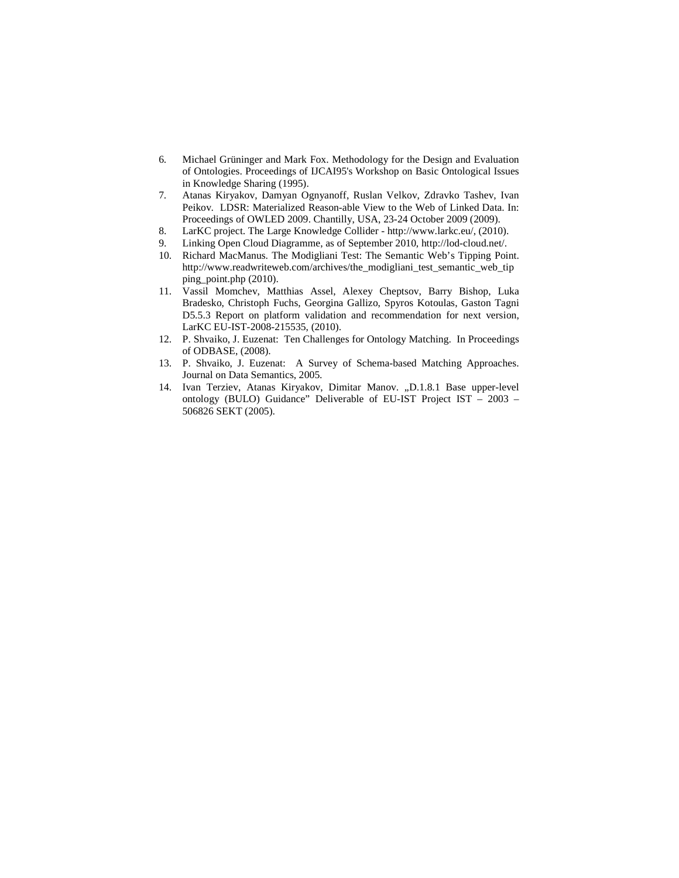6. Michael Grüninger and Mark Fox. Methodology for the Design and Evaluation of Ontologies. Proceedings of IJCAI95's Workshop on Basic Ontological Issues in Knowledge Sharing (1995).
7. Atanas Kiryakov, Damyan Ognyanoff, Ruslan Velkov, Zdravko Tashev, Ivan Peikov. LDSR: Materialized Reason-able View to the Web of Linked Data. In: Proceedings of OWLED 2009. Chantilly, USA, 23-24 October 2009 (2009).
8. LarKC project. The Large Knowledge Collider - http://www.larkc.eu/, (2010).
9. Linking Open Cloud Diagramme, as of September 2010, http://lod-cloud.net/.
10. Richard MacManus. The Modigliani Test: The Semantic Web's Tipping Point. http://www.readwriteweb.com/archives/the_modigliani_test_semantic_web_tipping_point.php (2010).
11. Vassil Momchev, Matthias Assel, Alexey Cheptsov, Barry Bishop, Luka Bradesko, Christoph Fuchs, Georgina Gallizo, Spyros Kotoulas, Gaston Tagni D5.5.3 Report on platform validation and recommendation for next version, LarKC EU-IST-2008-215535, (2010).
12. P. Shvaiko, J. Euzenat: Ten Challenges for Ontology Matching. In Proceedings of ODBASE, (2008).
13. P. Shvaiko, J. Euzenat: A Survey of Schema-based Matching Approaches. Journal on Data Semantics, 2005.
14. Ivan Terziev, Atanas Kiryakov, Dimitar Manov. „D.1.8.1 Base upper-level ontology (BULO) Guidance" Deliverable of EU-IST Project IST – 2003 – 506826 SEKT (2005).